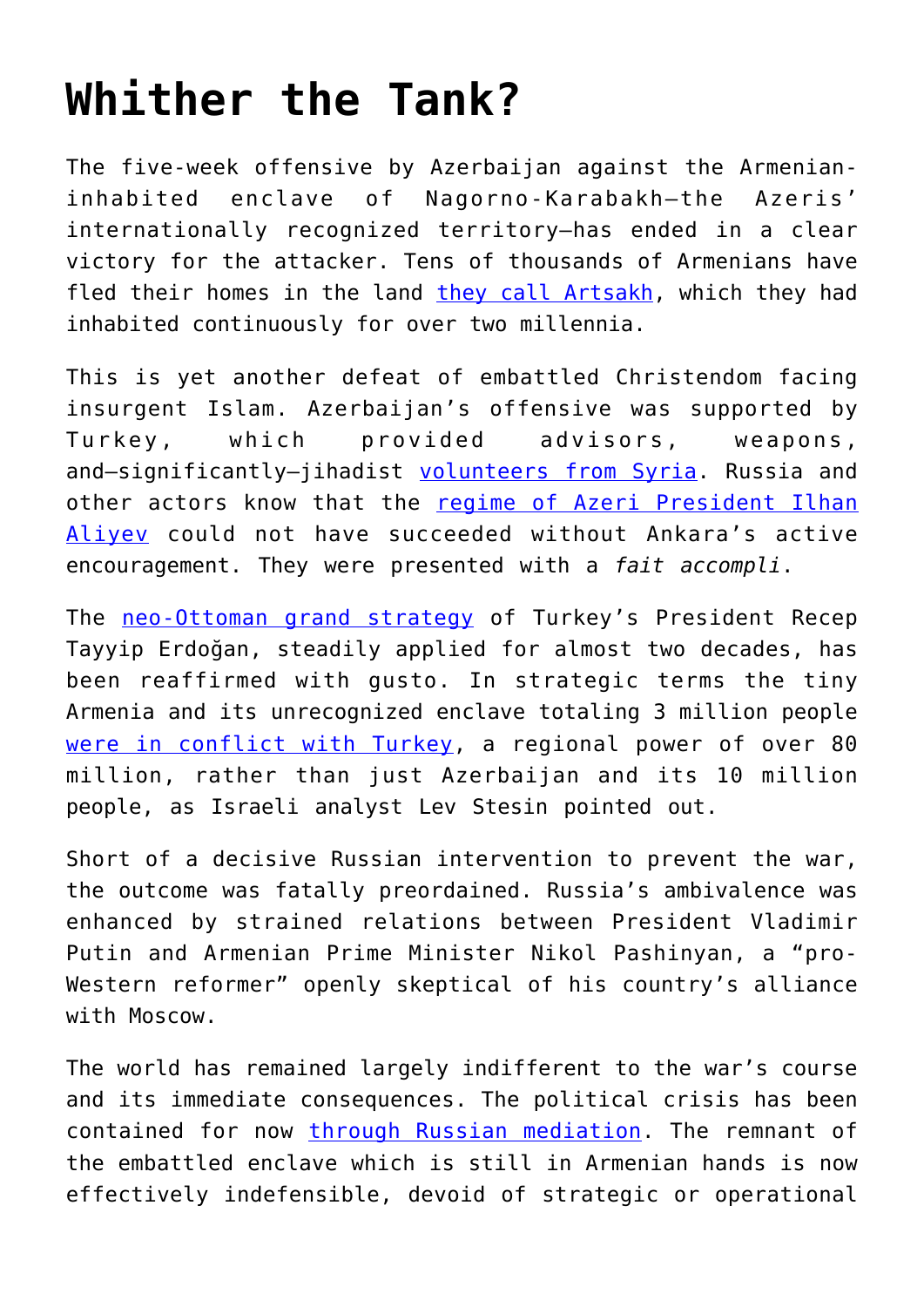# Whither the Tank?

The five-week offensive by Azerbaijan against the Armenian-inhabited enclave of Nagorno-Karabakh—the Azeris' internationally recognized territory—has ended in a clear victory for the attacker. Tens of thousands of Armenians have fled their homes in the land they call Artsakh, which they had inhabited continuously for over two millennia.

This is yet another defeat of embattled Christendom facing insurgent Islam. Azerbaijan's offensive was supported by Turkey, which provided advisors, weapons, and—significantly—jihadist volunteers from Syria. Russia and other actors know that the regime of Azeri President Ilhan Aliyev could not have succeeded without Ankara's active encouragement. They were presented with a *fait accompli*.

The neo-Ottoman grand strategy of Turkey's President Recep Tayyip Erdoğan, steadily applied for almost two decades, has been reaffirmed with gusto. In strategic terms the tiny Armenia and its unrecognized enclave totaling 3 million people were in conflict with Turkey, a regional power of over 80 million, rather than just Azerbaijan and its 10 million people, as Israeli analyst Lev Stesin pointed out.

Short of a decisive Russian intervention to prevent the war, the outcome was fatally preordained. Russia's ambivalence was enhanced by strained relations between President Vladimir Putin and Armenian Prime Minister Nikol Pashinyan, a "pro-Western reformer" openly skeptical of his country's alliance with Moscow.

The world has remained largely indifferent to the war's course and its immediate consequences. The political crisis has been contained for now through Russian mediation. The remnant of the embattled enclave which is still in Armenian hands is now effectively indefensible, devoid of strategic or operational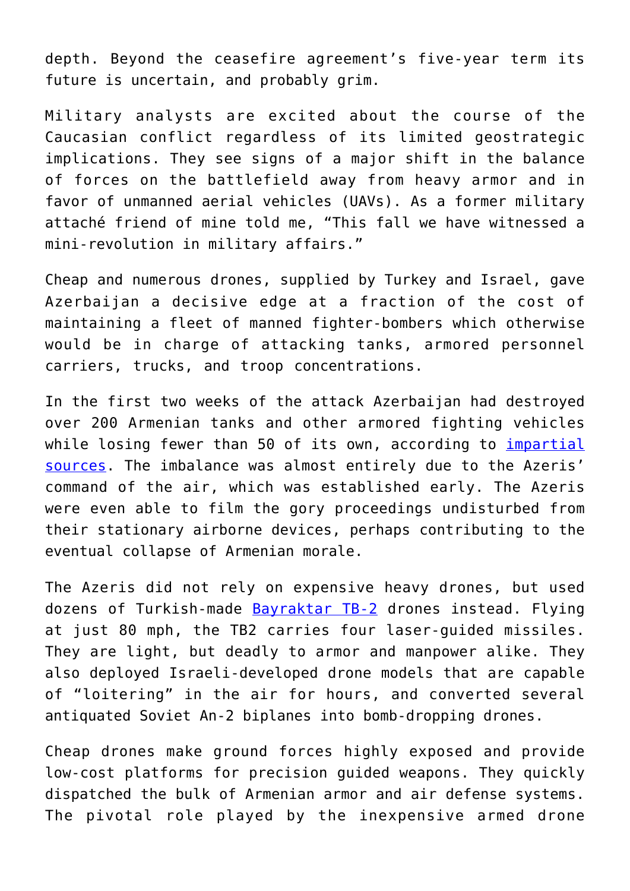depth. Beyond the ceasefire agreement's five-year term its future is uncertain, and probably grim.

Military analysts are excited about the course of the Caucasian conflict regardless of its limited geostrategic implications. They see signs of a major shift in the balance of forces on the battlefield away from heavy armor and in favor of unmanned aerial vehicles (UAVs). As a former military attaché friend of mine told me, "This fall we have witnessed a mini-revolution in military affairs."

Cheap and numerous drones, supplied by Turkey and Israel, gave Azerbaijan a decisive edge at a fraction of the cost of maintaining a fleet of manned fighter-bombers which otherwise would be in charge of attacking tanks, armored personnel carriers, trucks, and troop concentrations.

In the first two weeks of the attack Azerbaijan had destroyed over 200 Armenian tanks and other armored fighting vehicles while losing fewer than 50 of its own, according to impartial sources. The imbalance was almost entirely due to the Azeris' command of the air, which was established early. The Azeris were even able to film the gory proceedings undisturbed from their stationary airborne devices, perhaps contributing to the eventual collapse of Armenian morale.

The Azeris did not rely on expensive heavy drones, but used dozens of Turkish-made Bayraktar TB-2 drones instead. Flying at just 80 mph, the TB2 carries four laser-guided missiles. They are light, but deadly to armor and manpower alike. They also deployed Israeli-developed drone models that are capable of "loitering" in the air for hours, and converted several antiquated Soviet An-2 biplanes into bomb-dropping drones.

Cheap drones make ground forces highly exposed and provide low-cost platforms for precision guided weapons. They quickly dispatched the bulk of Armenian armor and air defense systems. The pivotal role played by the inexpensive armed drone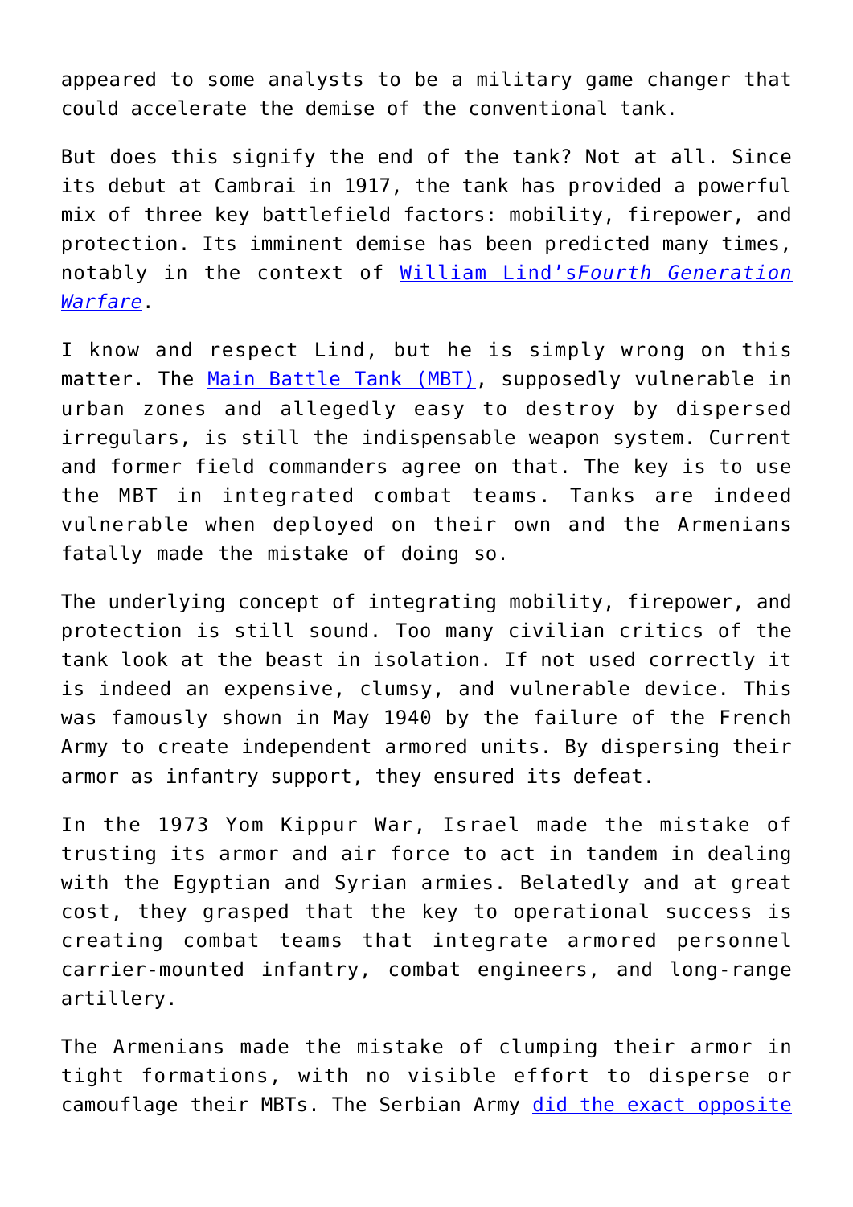appeared to some analysts to be a military game changer that could accelerate the demise of the conventional tank.

But does this signify the end of the tank? Not at all. Since its debut at Cambrai in 1917, the tank has provided a powerful mix of three key battlefield factors: mobility, firepower, and protection. Its imminent demise has been predicted many times, notably in the context of [William Lind's*Fourth Generation Warfare*]().

I know and respect Lind, but he is simply wrong on this matter. The [Main Battle Tank (MBT)](), supposedly vulnerable in urban zones and allegedly easy to destroy by dispersed irregulars, is still the indispensable weapon system. Current and former field commanders agree on that. The key is to use the MBT in integrated combat teams. Tanks are indeed vulnerable when deployed on their own and the Armenians fatally made the mistake of doing so.

The underlying concept of integrating mobility, firepower, and protection is still sound. Too many civilian critics of the tank look at the beast in isolation. If not used correctly it is indeed an expensive, clumsy, and vulnerable device. This was famously shown in May 1940 by the failure of the French Army to create independent armored units. By dispersing their armor as infantry support, they ensured its defeat.

In the 1973 Yom Kippur War, Israel made the mistake of trusting its armor and air force to act in tandem in dealing with the Egyptian and Syrian armies. Belatedly and at great cost, they grasped that the key to operational success is creating combat teams that integrate armored personnel carrier-mounted infantry, combat engineers, and long-range artillery.

The Armenians made the mistake of clumping their armor in tight formations, with no visible effort to disperse or camouflage their MBTs. The Serbian Army [did the exact opposite]()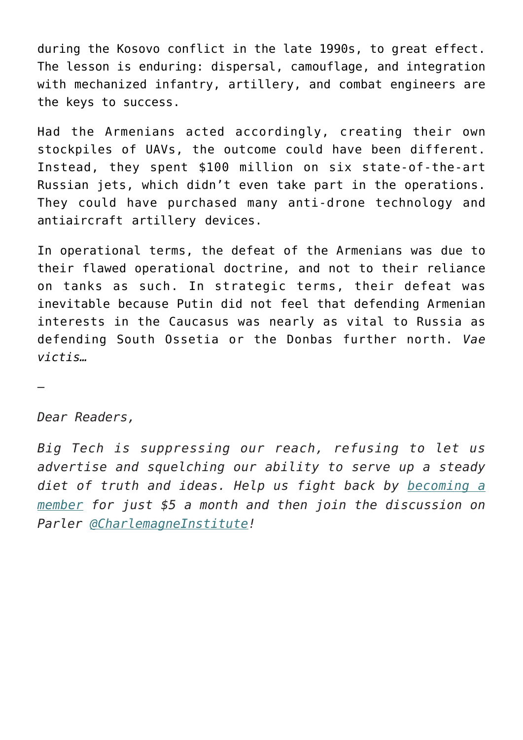during the Kosovo conflict in the late 1990s, to great effect. The lesson is enduring: dispersal, camouflage, and integration with mechanized infantry, artillery, and combat engineers are the keys to success.

Had the Armenians acted accordingly, creating their own stockpiles of UAVs, the outcome could have been different. Instead, they spent $100 million on six state-of-the-art Russian jets, which didn't even take part in the operations. They could have purchased many anti-drone technology and antiaircraft artillery devices.

In operational terms, the defeat of the Armenians was due to their flawed operational doctrine, and not to their reliance on tanks as such. In strategic terms, their defeat was inevitable because Putin did not feel that defending Armenian interests in the Caucasus was nearly as vital to Russia as defending South Ossetia or the Donbas further north. *Vae victis…*

—

*Dear Readers,*

*Big Tech is suppressing our reach, refusing to let us advertise and squelching our ability to serve up a steady diet of truth and ideas. Help us fight back by [becoming a member] for just $5 a month and then join the discussion on Parler [@CharlemagneInstitute]!*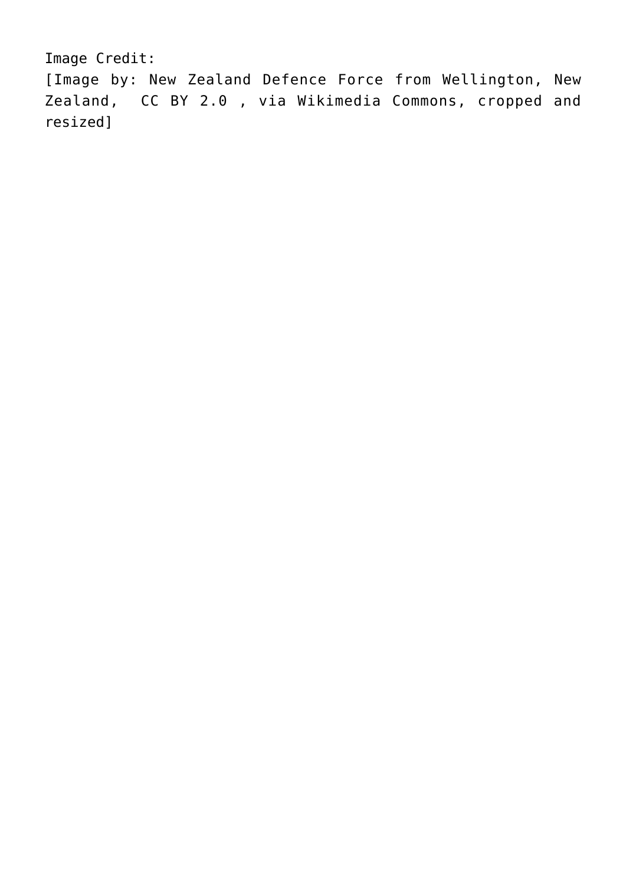Image Credit:
[Image by: New Zealand Defence Force from Wellington, New Zealand, CC BY 2.0 , via Wikimedia Commons, cropped and resized]